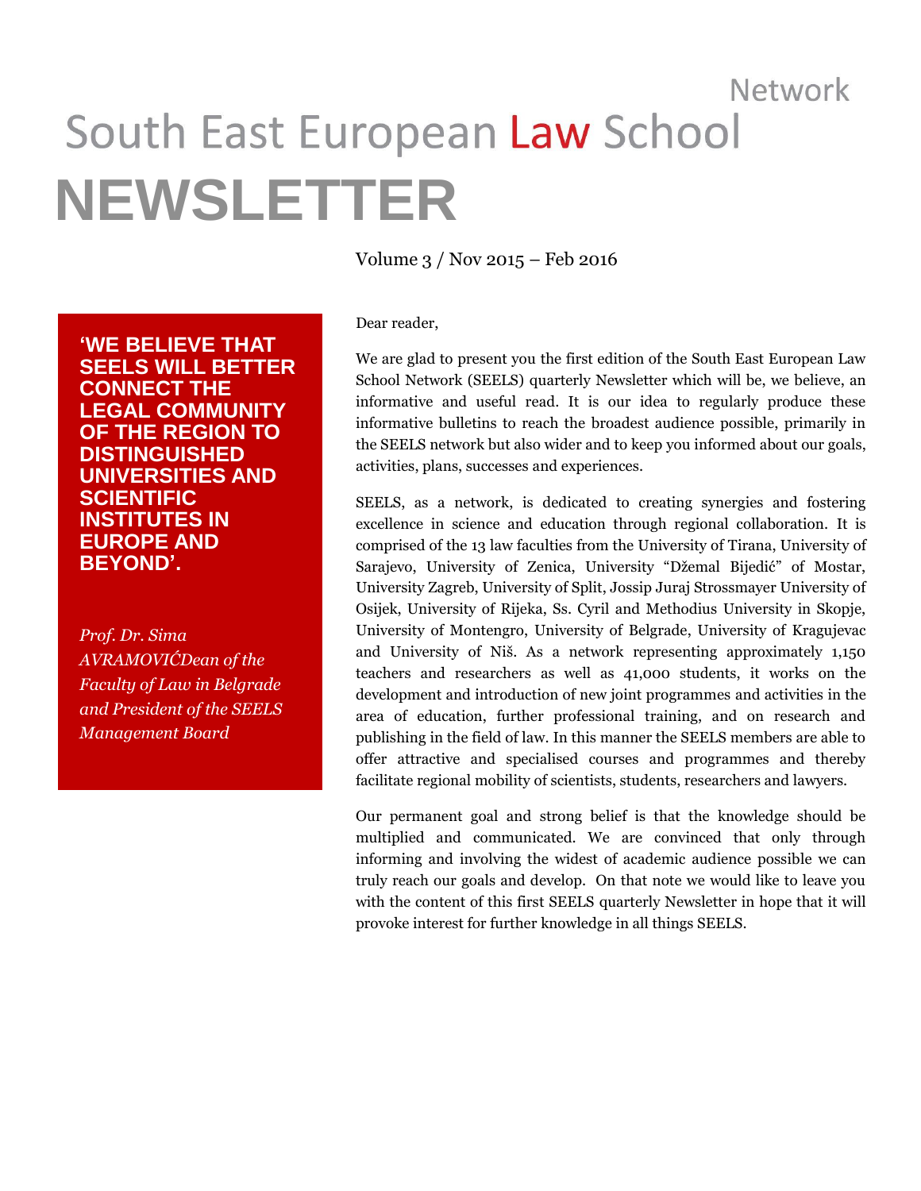Network

# South East European Law School

# NEWSLETTER

Volume 3 / Nov 2015 – Feb 2016

**'WE BELIEVE THAT SEELS WILL BETTER CONNECT THE LEGAL COMMUNITY OF THE REGION TO DISTINGUISHED UNIVERSITIES AND SCIENTIFIC INSTITUTES IN EUROPE AND BEYOND'.**

*Prof. Dr. Sima AVRAMOVIĆDean of the Faculty of Law in Belgrade and President of the SEELS Management Board*

Dear reader,

We are glad to present you the first edition of the South East European Law School Network (SEELS) quarterly Newsletter which will be, we believe, an informative and useful read. It is our idea to regularly produce these informative bulletins to reach the broadest audience possible, primarily in the SEELS network but also wider and to keep you informed about our goals, activities, plans, successes and experiences.

SEELS, as a network, is dedicated to creating synergies and fostering excellence in science and education through regional collaboration. It is comprised of the 13 law faculties from the University of Tirana, University of Sarajevo, University of Zenica, University "Džemal Bijedić" of Mostar, University Zagreb, University of Split, Jossip Juraj Strossmayer University of Osijek, University of Rijeka, Ss. Cyril and Methodius University in Skopje, University of Montengro, University of Belgrade, University of Kragujevac and University of Niš. As a network representing approximately 1,150 teachers and researchers as well as 41,000 students, it works on the development and introduction of new joint programmes and activities in the area of education, further professional training, and on research and publishing in the field of law. In this manner the SEELS members are able to offer attractive and specialised courses and programmes and thereby facilitate regional mobility of scientists, students, researchers and lawyers.

Our permanent goal and strong belief is that the knowledge should be multiplied and communicated. We are convinced that only through informing and involving the widest of academic audience possible we can truly reach our goals and develop. On that note we would like to leave you with the content of this first SEELS quarterly Newsletter in hope that it will provoke interest for further knowledge in all things SEELS.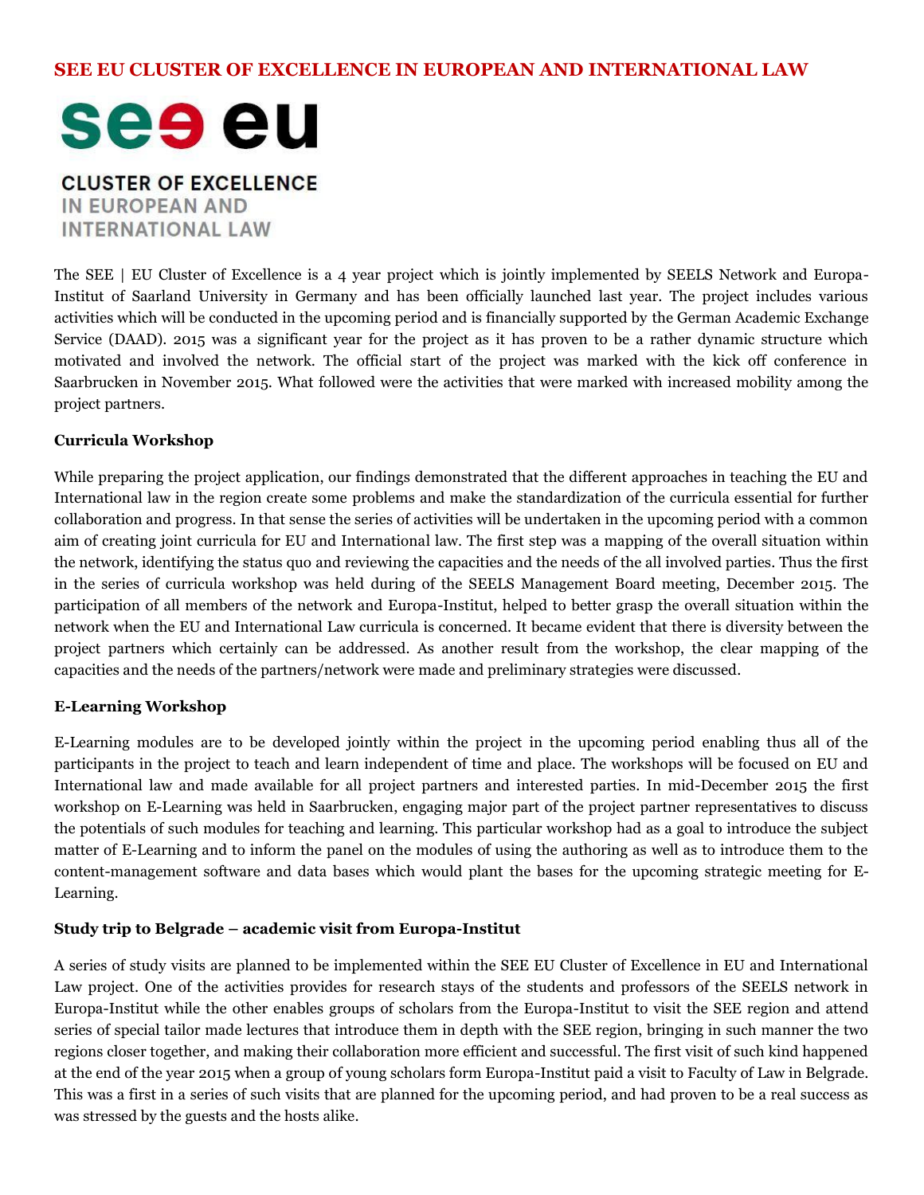## SEE EU CLUSTER OF EXCELLENCE IN EUROPEAN AND INTERNATIONAL LAW

see eu

**CLUSTER OF EXCELLENCE**
IN EUROPEAN AND
INTERNATIONAL LAW

The SEE | EU Cluster of Excellence is a 4 year project which is jointly implemented by SEELS Network and Europa-Institut of Saarland University in Germany and has been officially launched last year. The project includes various activities which will be conducted in the upcoming period and is financially supported by the German Academic Exchange Service (DAAD). 2015 was a significant year for the project as it has proven to be a rather dynamic structure which motivated and involved the network. The official start of the project was marked with the kick off conference in Saarbrucken in November 2015. What followed were the activities that were marked with increased mobility among the project partners.

### Curricula Workshop

While preparing the project application, our findings demonstrated that the different approaches in teaching the EU and International law in the region create some problems and make the standardization of the curricula essential for further collaboration and progress. In that sense the series of activities will be undertaken in the upcoming period with a common aim of creating joint curricula for EU and International law. The first step was a mapping of the overall situation within the network, identifying the status quo and reviewing the capacities and the needs of the all involved parties. Thus the first in the series of curricula workshop was held during of the SEELS Management Board meeting, December 2015. The participation of all members of the network and Europa-Institut, helped to better grasp the overall situation within the network when the EU and International Law curricula is concerned. It became evident that there is diversity between the project partners which certainly can be addressed. As another result from the workshop, the clear mapping of the capacities and the needs of the partners/network were made and preliminary strategies were discussed.

### E-Learning Workshop

E-Learning modules are to be developed jointly within the project in the upcoming period enabling thus all of the participants in the project to teach and learn independent of time and place. The workshops will be focused on EU and International law and made available for all project partners and interested parties. In mid-December 2015 the first workshop on E-Learning was held in Saarbrucken, engaging major part of the project partner representatives to discuss the potentials of such modules for teaching and learning. This particular workshop had as a goal to introduce the subject matter of E-Learning and to inform the panel on the modules of using the authoring as well as to introduce them to the content-management software and data bases which would plant the bases for the upcoming strategic meeting for E-Learning.

### Study trip to Belgrade – academic visit from Europa-Institut

A series of study visits are planned to be implemented within the SEE EU Cluster of Excellence in EU and International Law project. One of the activities provides for research stays of the students and professors of the SEELS network in Europa-Institut while the other enables groups of scholars from the Europa-Institut to visit the SEE region and attend series of special tailor made lectures that introduce them in depth with the SEE region, bringing in such manner the two regions closer together, and making their collaboration more efficient and successful. The first visit of such kind happened at the end of the year 2015 when a group of young scholars form Europa-Institut paid a visit to Faculty of Law in Belgrade. This was a first in a series of such visits that are planned for the upcoming period, and had proven to be a real success as was stressed by the guests and the hosts alike.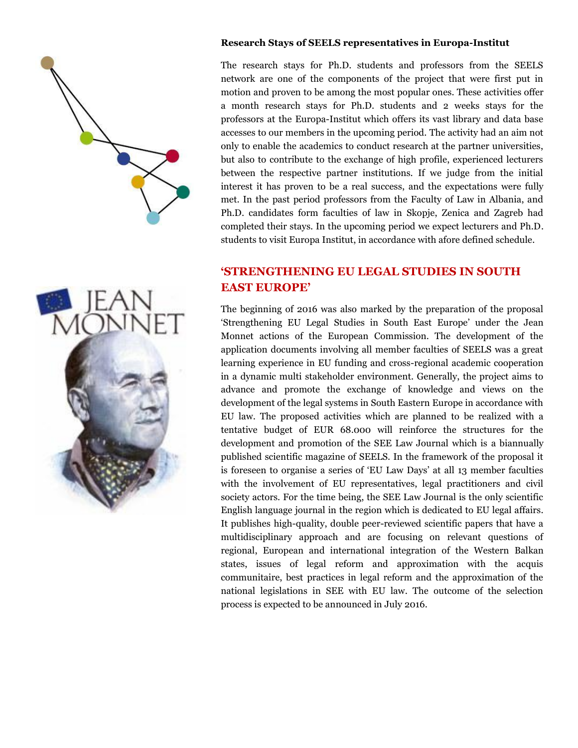**Research Stays of SEELS representatives in Europa-Institut**

The research stays for Ph.D. students and professors from the SEELS network are one of the components of the project that were first put in motion and proven to be among the most popular ones. These activities offer a month research stays for Ph.D. students and 2 weeks stays for the professors at the Europa-Institut which offers its vast library and data base accesses to our members in the upcoming period. The activity had an aim not only to enable the academics to conduct research at the partner universities, but also to contribute to the exchange of high profile, experienced lecturers between the respective partner institutions. If we judge from the initial interest it has proven to be a real success, and the expectations were fully met. In the past period professors from the Faculty of Law in Albania, and Ph.D. candidates form faculties of law in Skopje, Zenica and Zagreb had completed their stays. In the upcoming period we expect lecturers and Ph.D. students to visit Europa Institut, in accordance with afore defined schedule.

## 'STRENGTHENING EU LEGAL STUDIES IN SOUTH EAST EUROPE'

The beginning of 2016 was also marked by the preparation of the proposal 'Strengthening EU Legal Studies in South East Europe' under the Jean Monnet actions of the European Commission. The development of the application documents involving all member faculties of SEELS was a great learning experience in EU funding and cross-regional academic cooperation in a dynamic multi stakeholder environment. Generally, the project aims to advance and promote the exchange of knowledge and views on the development of the legal systems in South Eastern Europe in accordance with EU law. The proposed activities which are planned to be realized with a tentative budget of EUR 68.000 will reinforce the structures for the development and promotion of the SEE Law Journal which is a biannually published scientific magazine of SEELS. In the framework of the proposal it is foreseen to organise a series of 'EU Law Days' at all 13 member faculties with the involvement of EU representatives, legal practitioners and civil society actors. For the time being, the SEE Law Journal is the only scientific English language journal in the region which is dedicated to EU legal affairs. It publishes high-quality, double peer-reviewed scientific papers that have a multidisciplinary approach and are focusing on relevant questions of regional, European and international integration of the Western Balkan states, issues of legal reform and approximation with the acquis communitaire, best practices in legal reform and the approximation of the national legislations in SEE with EU law. The outcome of the selection process is expected to be announced in July 2016.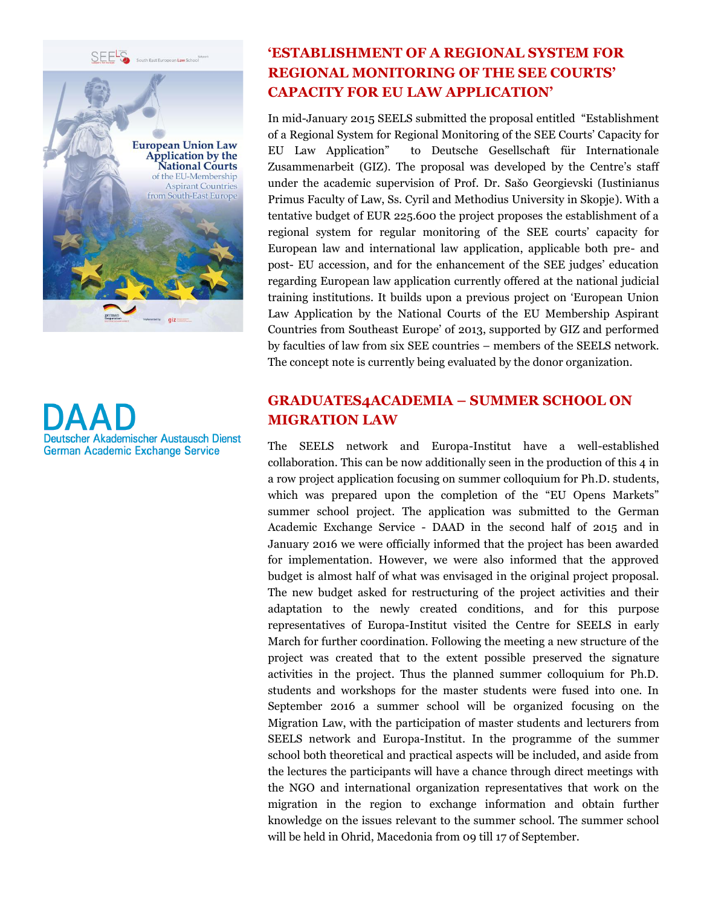## ‘ESTABLISHMENT OF A REGIONAL SYSTEM FOR REGIONAL MONITORING OF THE SEE COURTS’ CAPACITY FOR EU LAW APPLICATION’

In mid-January 2015 SEELS submitted the proposal entitled “Establishment of a Regional System for Regional Monitoring of the SEE Courts’ Capacity for EU Law Application” to Deutsche Gesellschaft für Internationale Zusammenarbeit (GIZ). The proposal was developed by the Centre’s staff under the academic supervision of Prof. Dr. Sašo Georgievski (Iustinianus Primus Faculty of Law, Ss. Cyril and Methodius University in Skopje). With a tentative budget of EUR 225.600 the project proposes the establishment of a regional system for regular monitoring of the SEE courts’ capacity for European law and international law application, applicable both pre- and post- EU accession, and for the enhancement of the SEE judges’ education regarding European law application currently offered at the national judicial training institutions. It builds upon a previous project on ‘European Union Law Application by the National Courts of the EU Membership Aspirant Countries from Southeast Europe’ of 2013, supported by GIZ and performed by faculties of law from six SEE countries – members of the SEELS network. The concept note is currently being evaluated by the donor organization.

## GRADUATES4ACADEMIA – SUMMER SCHOOL ON MIGRATION LAW

The SEELS network and Europa-Institut have a well-established collaboration. This can be now additionally seen in the production of this 4 in a row project application focusing on summer colloquium for Ph.D. students, which was prepared upon the completion of the “EU Opens Markets” summer school project. The application was submitted to the German Academic Exchange Service - DAAD in the second half of 2015 and in January 2016 we were officially informed that the project has been awarded for implementation. However, we were also informed that the approved budget is almost half of what was envisaged in the original project proposal. The new budget asked for restructuring of the project activities and their adaptation to the newly created conditions, and for this purpose representatives of Europa-Institut visited the Centre for SEELS in early March for further coordination. Following the meeting a new structure of the project was created that to the extent possible preserved the signature activities in the project. Thus the planned summer colloquium for Ph.D. students and workshops for the master students were fused into one. In September 2016 a summer school will be organized focusing on the Migration Law, with the participation of master students and lecturers from SEELS network and Europa-Institut. In the programme of the summer school both theoretical and practical aspects will be included, and aside from the lectures the participants will have a chance through direct meetings with the NGO and international organization representatives that work on the migration in the region to exchange information and obtain further knowledge on the issues relevant to the summer school. The summer school will be held in Ohrid, Macedonia from 09 till 17 of September.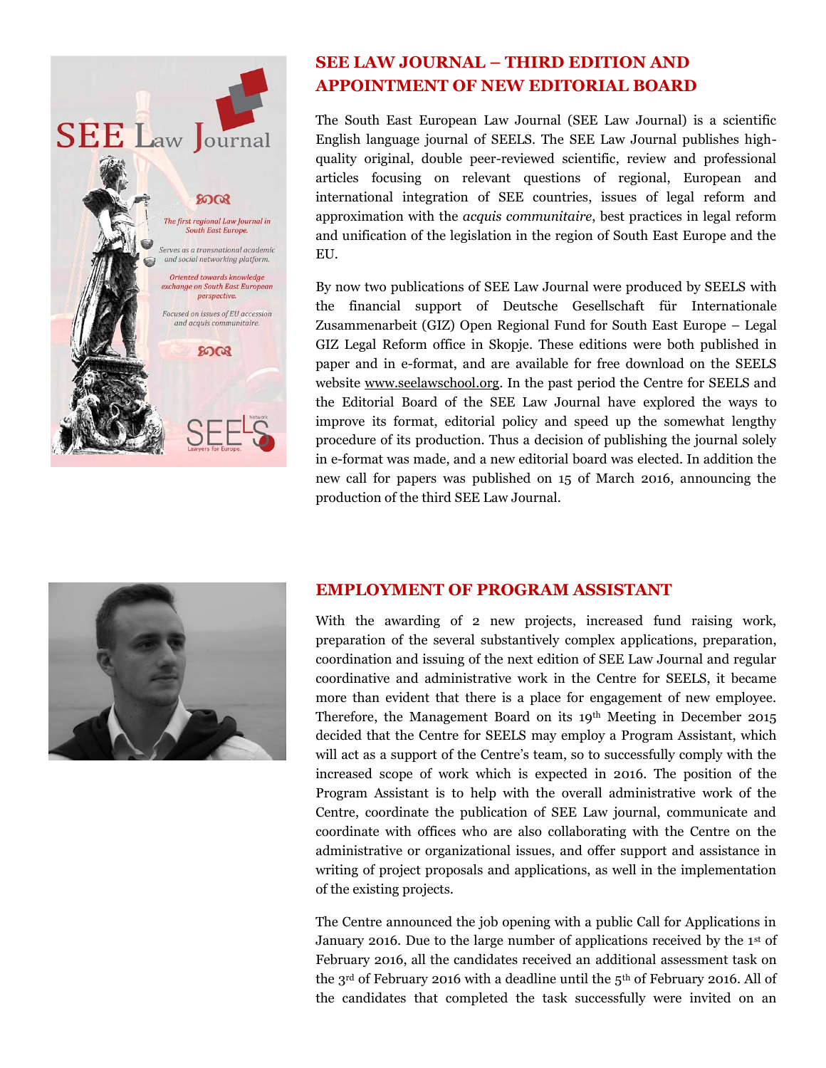## SEE LAW JOURNAL – THIRD EDITION AND APPOINTMENT OF NEW EDITORIAL BOARD

The South East European Law Journal (SEE Law Journal) is a scientific English language journal of SEELS. The SEE Law Journal publishes high-quality original, double peer-reviewed scientific, review and professional articles focusing on relevant questions of regional, European and international integration of SEE countries, issues of legal reform and approximation with the *acquis communitaire*, best practices in legal reform and unification of the legislation in the region of South East Europe and the EU.

By now two publications of SEE Law Journal were produced by SEELS with the financial support of Deutsche Gesellschaft für Internationale Zusammenarbeit (GIZ) Open Regional Fund for South East Europe – Legal GIZ Legal Reform office in Skopje. These editions were both published in paper and in e-format, and are available for free download on the SEELS website www.seelawschool.org. In the past period the Centre for SEELS and the Editorial Board of the SEE Law Journal have explored the ways to improve its format, editorial policy and speed up the somewhat lengthy procedure of its production. Thus a decision of publishing the journal solely in e-format was made, and a new editorial board was elected. In addition the new call for papers was published on 15 of March 2016, announcing the production of the third SEE Law Journal.

## EMPLOYMENT OF PROGRAM ASSISTANT

With the awarding of 2 new projects, increased fund raising work, preparation of the several substantively complex applications, preparation, coordination and issuing of the next edition of SEE Law Journal and regular coordinative and administrative work in the Centre for SEELS, it became more than evident that there is a place for engagement of new employee. Therefore, the Management Board on its 19th Meeting in December 2015 decided that the Centre for SEELS may employ a Program Assistant, which will act as a support of the Centre's team, so to successfully comply with the increased scope of work which is expected in 2016. The position of the Program Assistant is to help with the overall administrative work of the Centre, coordinate the publication of SEE Law journal, communicate and coordinate with offices who are also collaborating with the Centre on the administrative or organizational issues, and offer support and assistance in writing of project proposals and applications, as well in the implementation of the existing projects.

The Centre announced the job opening with a public Call for Applications in January 2016. Due to the large number of applications received by the 1st of February 2016, all the candidates received an additional assessment task on the 3rd of February 2016 with a deadline until the 5th of February 2016. All of the candidates that completed the task successfully were invited on an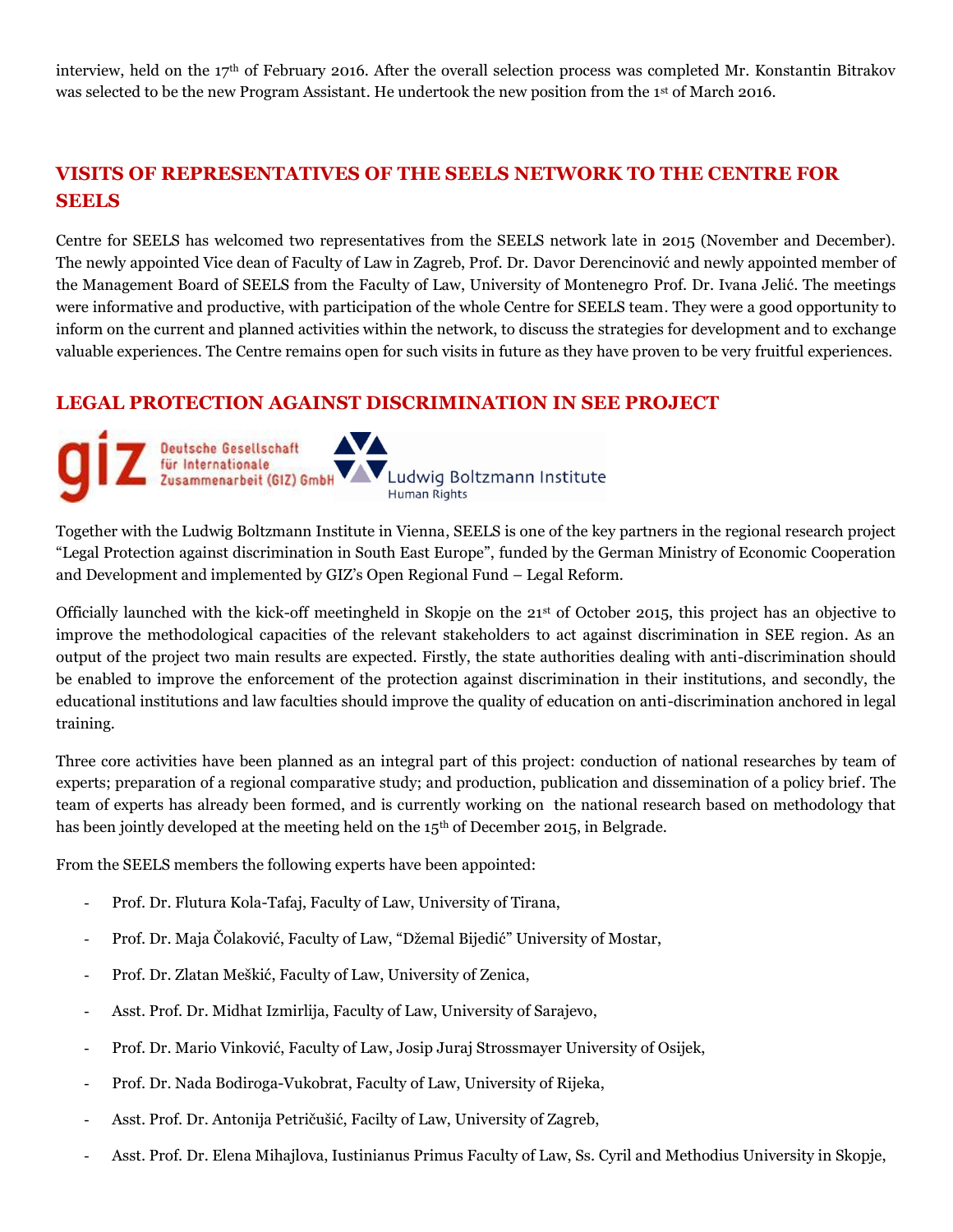interview, held on the 17th of February 2016. After the overall selection process was completed Mr. Konstantin Bitrakov was selected to be the new Program Assistant. He undertook the new position from the 1st of March 2016.

## VISITS OF REPRESENTATIVES OF THE SEELS NETWORK TO THE CENTRE FOR SEELS

Centre for SEELS has welcomed two representatives from the SEELS network late in 2015 (November and December). The newly appointed Vice dean of Faculty of Law in Zagreb, Prof. Dr. Davor Derencinović and newly appointed member of the Management Board of SEELS from the Faculty of Law, University of Montenegro Prof. Dr. Ivana Jelić. The meetings were informative and productive, with participation of the whole Centre for SEELS team. They were a good opportunity to inform on the current and planned activities within the network, to discuss the strategies for development and to exchange valuable experiences. The Centre remains open for such visits in future as they have proven to be very fruitful experiences.

## LEGAL PROTECTION AGAINST DISCRIMINATION IN SEE PROJECT

giz Deutsche Gesellschaft für Internationale Zusammenarbeit (GIZ) GmbH — Ludwig Boltzmann Institute Human Rights

Together with the Ludwig Boltzmann Institute in Vienna, SEELS is one of the key partners in the regional research project "Legal Protection against discrimination in South East Europe", funded by the German Ministry of Economic Cooperation and Development and implemented by GIZ's Open Regional Fund – Legal Reform.

Officially launched with the kick-off meetingheld in Skopje on the 21st of October 2015, this project has an objective to improve the methodological capacities of the relevant stakeholders to act against discrimination in SEE region. As an output of the project two main results are expected. Firstly, the state authorities dealing with anti-discrimination should be enabled to improve the enforcement of the protection against discrimination in their institutions, and secondly, the educational institutions and law faculties should improve the quality of education on anti-discrimination anchored in legal training.

Three core activities have been planned as an integral part of this project: conduction of national researches by team of experts; preparation of a regional comparative study; and production, publication and dissemination of a policy brief. The team of experts has already been formed, and is currently working on the national research based on methodology that has been jointly developed at the meeting held on the 15th of December 2015, in Belgrade.

From the SEELS members the following experts have been appointed:

- Prof. Dr. Flutura Kola-Tafaj, Faculty of Law, University of Tirana,
- Prof. Dr. Maja Čolaković, Faculty of Law, "Džemal Bijedić" University of Mostar,
- Prof. Dr. Zlatan Meškić, Faculty of Law, University of Zenica,
- Asst. Prof. Dr. Midhat Izmirlija, Faculty of Law, University of Sarajevo,
- Prof. Dr. Mario Vinković, Faculty of Law, Josip Juraj Strossmayer University of Osijek,
- Prof. Dr. Nada Bodiroga-Vukobrat, Faculty of Law, University of Rijeka,
- Asst. Prof. Dr. Antonija Petričušić, Facilty of Law, University of Zagreb,
- Asst. Prof. Dr. Elena Mihajlova, Iustinianus Primus Faculty of Law, Ss. Cyril and Methodius University in Skopje,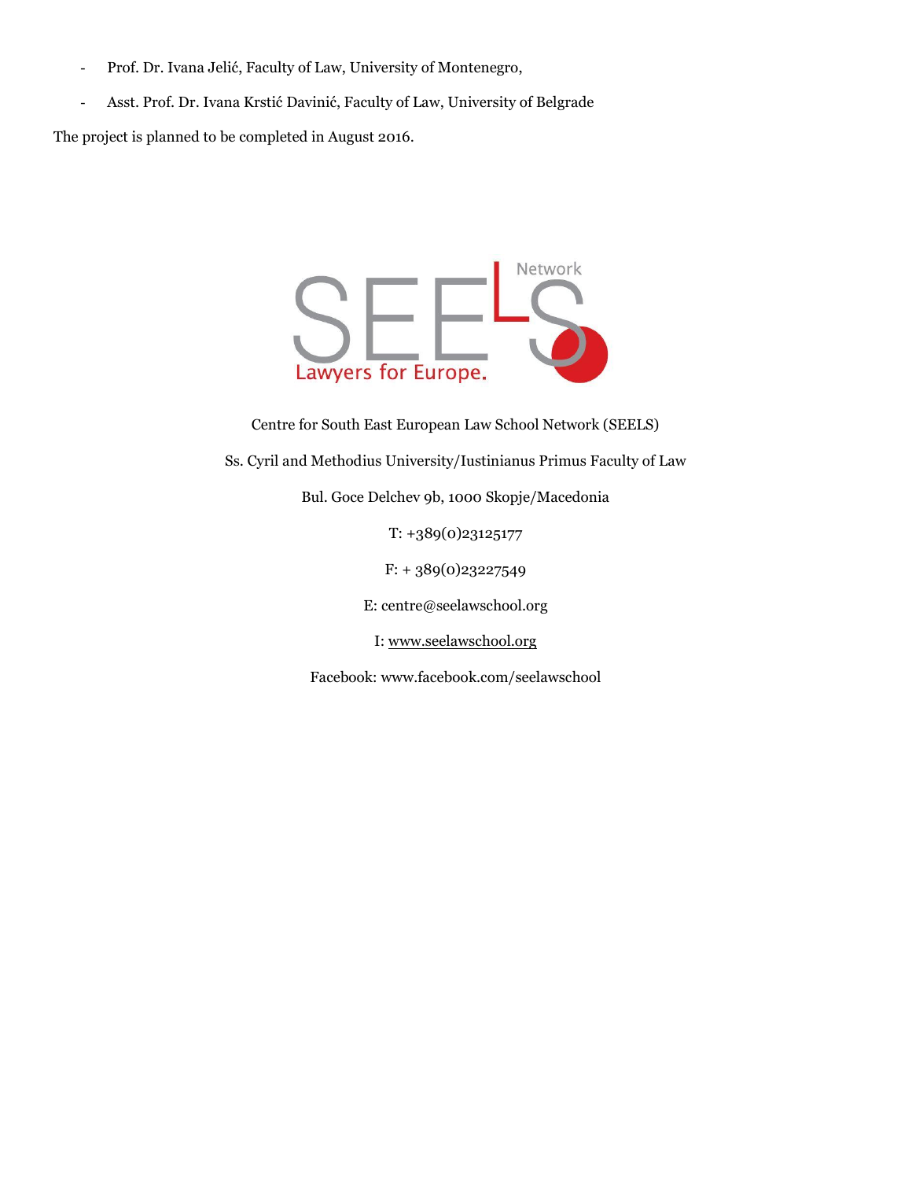- Prof. Dr. Ivana Jelić, Faculty of Law, University of Montenegro,
- Asst. Prof. Dr. Ivana Krstić Davinić, Faculty of Law, University of Belgrade

The project is planned to be completed in August 2016.

Centre for South East European Law School Network (SEELS)

Ss. Cyril and Methodius University/Iustinianus Primus Faculty of Law

Bul. Goce Delchev 9b, 1000 Skopje/Macedonia

T: +389(0)23125177

F: + 389(0)23227549

E: centre@seelawschool.org

I: www.seelawschool.org

Facebook: www.facebook.com/seelawschool